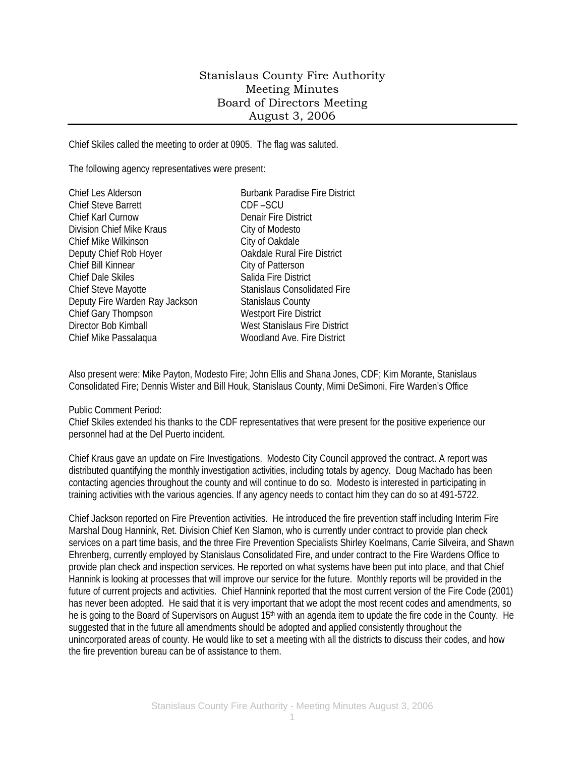# Stanislaus County Fire Authority
## Meeting Minutes
## Board of Directors Meeting
## August 3, 2006

Chief Skiles called the meeting to order at 0905. The flag was saluted.

The following agency representatives were present:

| | |
|---|---|
| Chief Les Alderson | Burbank Paradise Fire District |
| Chief Steve Barrett | CDF –SCU |
| Chief Karl Curnow | Denair Fire District |
| Division Chief Mike Kraus | City of Modesto |
| Chief Mike Wilkinson | City of Oakdale |
| Deputy Chief Rob Hoyer | Oakdale Rural Fire District |
| Chief Bill Kinnear | City of Patterson |
| Chief Dale Skiles | Salida Fire District |
| Chief Steve Mayotte | Stanislaus Consolidated Fire |
| Deputy Fire Warden Ray Jackson | Stanislaus County |
| Chief Gary Thompson | Westport Fire District |
| Director Bob Kimball | West Stanislaus Fire District |
| Chief Mike Passalaqua | Woodland Ave. Fire District |

Also present were: Mike Payton, Modesto Fire; John Ellis and Shana Jones, CDF; Kim Morante, Stanislaus Consolidated Fire; Dennis Wister and Bill Houk, Stanislaus County, Mimi DeSimoni, Fire Warden's Office

Public Comment Period:
Chief Skiles extended his thanks to the CDF representatives that were present for the positive experience our personnel had at the Del Puerto incident.

Chief Kraus gave an update on Fire Investigations. Modesto City Council approved the contract. A report was distributed quantifying the monthly investigation activities, including totals by agency. Doug Machado has been contacting agencies throughout the county and will continue to do so. Modesto is interested in participating in training activities with the various agencies. If any agency needs to contact him they can do so at 491-5722.

Chief Jackson reported on Fire Prevention activities. He introduced the fire prevention staff including Interim Fire Marshal Doug Hannink, Ret. Division Chief Ken Slamon, who is currently under contract to provide plan check services on a part time basis, and the three Fire Prevention Specialists Shirley Koelmans, Carrie Silveira, and Shawn Ehrenberg, currently employed by Stanislaus Consolidated Fire, and under contract to the Fire Wardens Office to provide plan check and inspection services. He reported on what systems have been put into place, and that Chief Hannink is looking at processes that will improve our service for the future. Monthly reports will be provided in the future of current projects and activities. Chief Hannink reported that the most current version of the Fire Code (2001) has never been adopted. He said that it is very important that we adopt the most recent codes and amendments, so he is going to the Board of Supervisors on August 15th with an agenda item to update the fire code in the County. He suggested that in the future all amendments should be adopted and applied consistently throughout the unincorporated areas of county. He would like to set a meeting with all the districts to discuss their codes, and how the fire prevention bureau can be of assistance to them.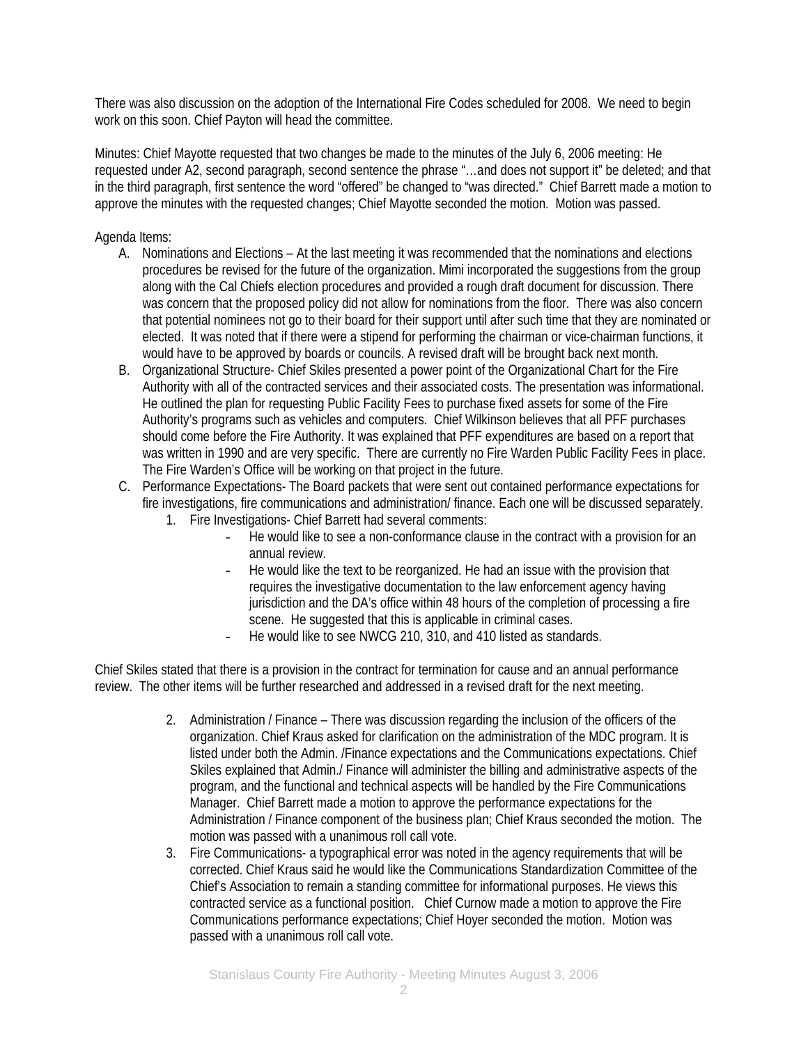There was also discussion on the adoption of the International Fire Codes scheduled for 2008. We need to begin work on this soon. Chief Payton will head the committee.

Minutes: Chief Mayotte requested that two changes be made to the minutes of the July 6, 2006 meeting: He requested under A2, second paragraph, second sentence the phrase "…and does not support it" be deleted; and that in the third paragraph, first sentence the word "offered" be changed to "was directed." Chief Barrett made a motion to approve the minutes with the requested changes; Chief Mayotte seconded the motion. Motion was passed.

Agenda Items:

A. Nominations and Elections – At the last meeting it was recommended that the nominations and elections procedures be revised for the future of the organization. Mimi incorporated the suggestions from the group along with the Cal Chiefs election procedures and provided a rough draft document for discussion. There was concern that the proposed policy did not allow for nominations from the floor. There was also concern that potential nominees not go to their board for their support until after such time that they are nominated or elected. It was noted that if there were a stipend for performing the chairman or vice-chairman functions, it would have to be approved by boards or councils. A revised draft will be brought back next month.
B. Organizational Structure- Chief Skiles presented a power point of the Organizational Chart for the Fire Authority with all of the contracted services and their associated costs. The presentation was informational. He outlined the plan for requesting Public Facility Fees to purchase fixed assets for some of the Fire Authority's programs such as vehicles and computers. Chief Wilkinson believes that all PFF purchases should come before the Fire Authority. It was explained that PFF expenditures are based on a report that was written in 1990 and are very specific. There are currently no Fire Warden Public Facility Fees in place. The Fire Warden's Office will be working on that project in the future.
C. Performance Expectations- The Board packets that were sent out contained performance expectations for fire investigations, fire communications and administration/ finance. Each one will be discussed separately.
    1. Fire Investigations- Chief Barrett had several comments:
        - He would like to see a non-conformance clause in the contract with a provision for an annual review.
        - He would like the text to be reorganized. He had an issue with the provision that requires the investigative documentation to the law enforcement agency having jurisdiction and the DA's office within 48 hours of the completion of processing a fire scene. He suggested that this is applicable in criminal cases.
        - He would like to see NWCG 210, 310, and 410 listed as standards.

Chief Skiles stated that there is a provision in the contract for termination for cause and an annual performance review. The other items will be further researched and addressed in a revised draft for the next meeting.

2. Administration / Finance – There was discussion regarding the inclusion of the officers of the organization. Chief Kraus asked for clarification on the administration of the MDC program. It is listed under both the Admin. /Finance expectations and the Communications expectations. Chief Skiles explained that Admin./ Finance will administer the billing and administrative aspects of the program, and the functional and technical aspects will be handled by the Fire Communications Manager. Chief Barrett made a motion to approve the performance expectations for the Administration / Finance component of the business plan; Chief Kraus seconded the motion. The motion was passed with a unanimous roll call vote.
3. Fire Communications- a typographical error was noted in the agency requirements that will be corrected. Chief Kraus said he would like the Communications Standardization Committee of the Chief's Association to remain a standing committee for informational purposes. He views this contracted service as a functional position. Chief Curnow made a motion to approve the Fire Communications performance expectations; Chief Hoyer seconded the motion. Motion was passed with a unanimous roll call vote.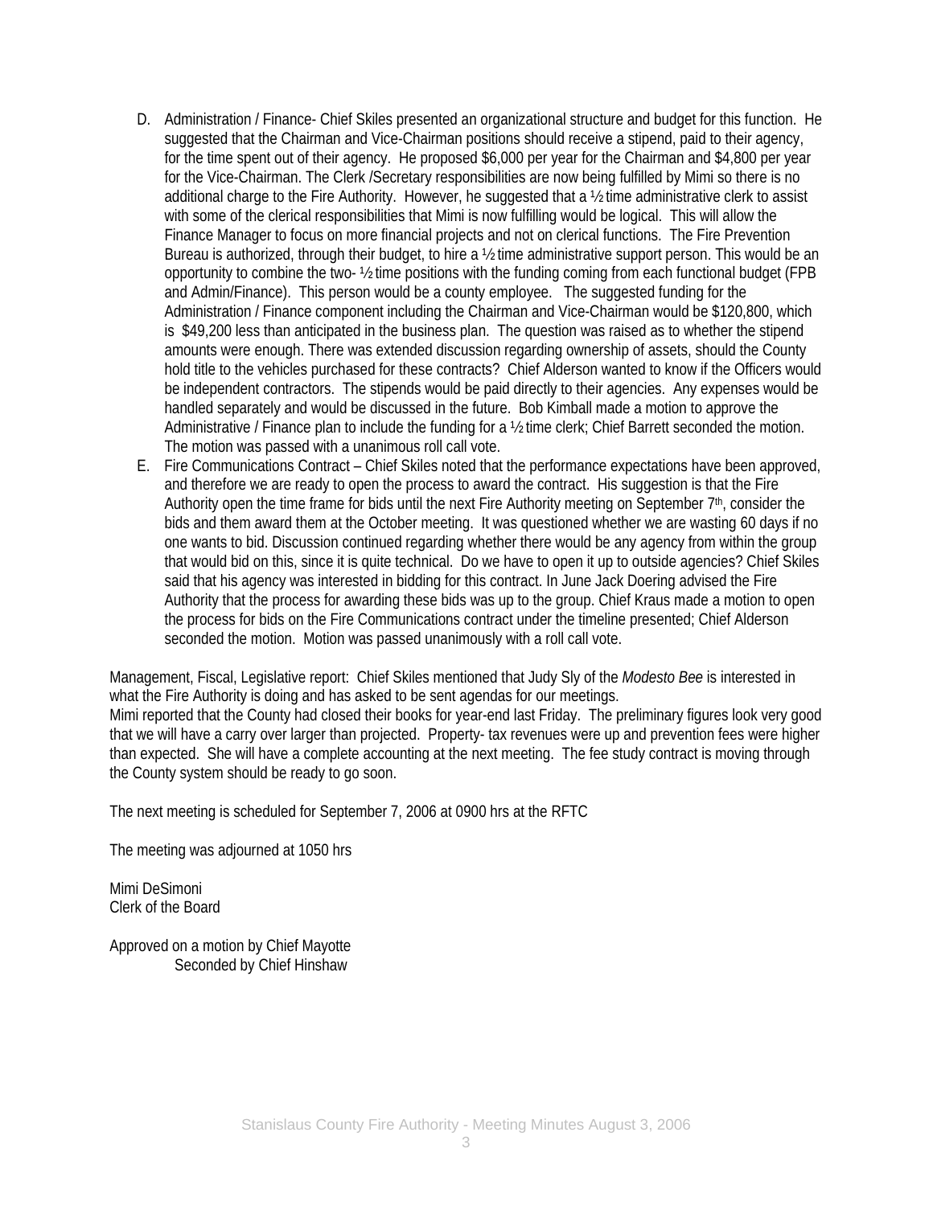D. Administration / Finance- Chief Skiles presented an organizational structure and budget for this function. He suggested that the Chairman and Vice-Chairman positions should receive a stipend, paid to their agency, for the time spent out of their agency. He proposed $6,000 per year for the Chairman and $4,800 per year for the Vice-Chairman. The Clerk /Secretary responsibilities are now being fulfilled by Mimi so there is no additional charge to the Fire Authority. However, he suggested that a ½ time administrative clerk to assist with some of the clerical responsibilities that Mimi is now fulfilling would be logical. This will allow the Finance Manager to focus on more financial projects and not on clerical functions. The Fire Prevention Bureau is authorized, through their budget, to hire a ½ time administrative support person. This would be an opportunity to combine the two- ½ time positions with the funding coming from each functional budget (FPB and Admin/Finance). This person would be a county employee. The suggested funding for the Administration / Finance component including the Chairman and Vice-Chairman would be $120,800, which is $49,200 less than anticipated in the business plan. The question was raised as to whether the stipend amounts were enough. There was extended discussion regarding ownership of assets, should the County hold title to the vehicles purchased for these contracts? Chief Alderson wanted to know if the Officers would be independent contractors. The stipends would be paid directly to their agencies. Any expenses would be handled separately and would be discussed in the future. Bob Kimball made a motion to approve the Administrative / Finance plan to include the funding for a ½ time clerk; Chief Barrett seconded the motion. The motion was passed with a unanimous roll call vote.

E. Fire Communications Contract – Chief Skiles noted that the performance expectations have been approved, and therefore we are ready to open the process to award the contract. His suggestion is that the Fire Authority open the time frame for bids until the next Fire Authority meeting on September 7th, consider the bids and them award them at the October meeting. It was questioned whether we are wasting 60 days if no one wants to bid. Discussion continued regarding whether there would be any agency from within the group that would bid on this, since it is quite technical. Do we have to open it up to outside agencies? Chief Skiles said that his agency was interested in bidding for this contract. In June Jack Doering advised the Fire Authority that the process for awarding these bids was up to the group. Chief Kraus made a motion to open the process for bids on the Fire Communications contract under the timeline presented; Chief Alderson seconded the motion. Motion was passed unanimously with a roll call vote.

Management, Fiscal, Legislative report: Chief Skiles mentioned that Judy Sly of the *Modesto Bee* is interested in what the Fire Authority is doing and has asked to be sent agendas for our meetings.
Mimi reported that the County had closed their books for year-end last Friday. The preliminary figures look very good that we will have a carry over larger than projected. Property- tax revenues were up and prevention fees were higher than expected. She will have a complete accounting at the next meeting. The fee study contract is moving through the County system should be ready to go soon.

The next meeting is scheduled for September 7, 2006 at 0900 hrs at the RFTC

The meeting was adjourned at 1050 hrs

Mimi DeSimoni
Clerk of the Board

Approved on a motion by Chief Mayotte
Seconded by Chief Hinshaw